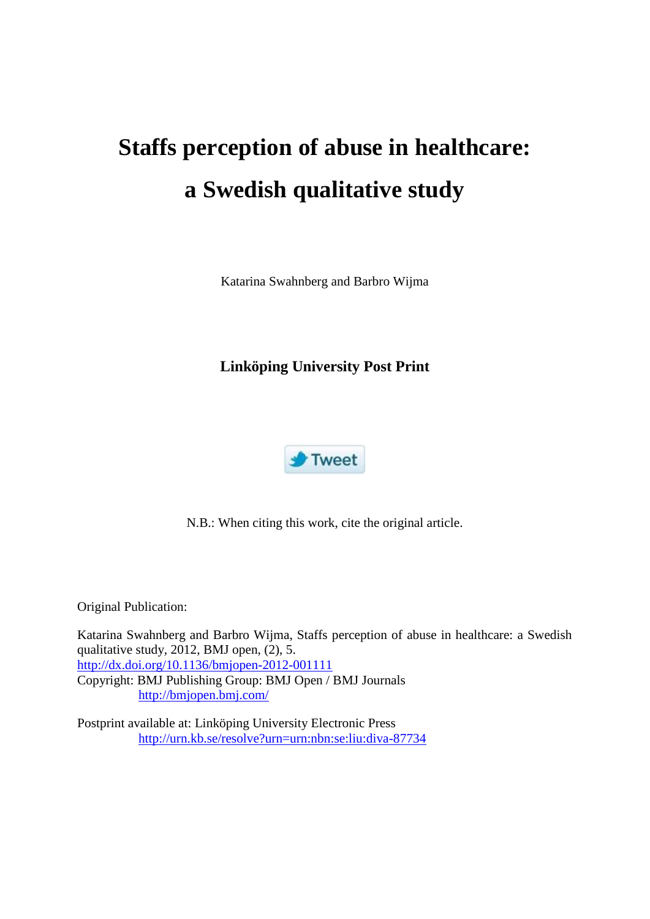# Staffs perception of abuse in healthcare: a Swedish qualitative study

Katarina Swahnberg and Barbro Wijma

**Linköping University Post Print**

Tweet

N.B.: When citing this work, cite the original article.

Original Publication:

Katarina Swahnberg and Barbro Wijma, Staffs perception of abuse in healthcare: a Swedish qualitative study, 2012, BMJ open, (2), 5.
http://dx.doi.org/10.1136/bmjopen-2012-001111
Copyright: BMJ Publishing Group: BMJ Open / BMJ Journals
http://bmjopen.bmj.com/

Postprint available at: Linköping University Electronic Press
http://urn.kb.se/resolve?urn=urn:nbn:se:liu:diva-87734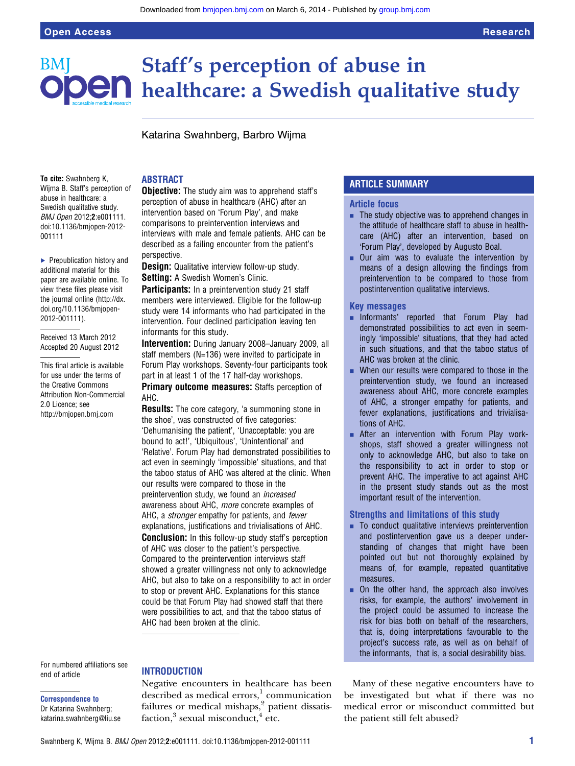# Staff's perception of abuse in healthcare: a Swedish qualitative study

Katarina Swahnberg, Barbro Wijma

**To cite:** Swahnberg K, Wijma B. Staff's perception of abuse in healthcare: a Swedish qualitative study. *BMJ Open* 2012;**2**:e001111. doi:10.1136/bmjopen-2012-001111

► Prepublication history and additional material for this paper are available online. To view these files please visit the journal online (http://dx.doi.org/10.1136/bmjopen-2012-001111).

Received 13 March 2012
Accepted 20 August 2012

This final article is available for use under the terms of the Creative Commons Attribution Non-Commercial 2.0 Licence; see http://bmjopen.bmj.com

For numbered affiliations see end of article

**Correspondence to**
Dr Katarina Swahnberg;
katarina.swahnberg@liu.se

## ABSTRACT

**Objective:** The study aim was to apprehend staff's perception of abuse in healthcare (AHC) after an intervention based on 'Forum Play', and make comparisons to preintervention interviews and interviews with male and female patients. AHC can be described as a failing encounter from the patient's perspective.

**Design:** Qualitative interview follow-up study.

**Setting:** A Swedish Women's Clinic.

**Participants:** In a preintervention study 21 staff members were interviewed. Eligible for the follow-up study were 14 informants who had participated in the intervention. Four declined participation leaving ten informants for this study.

**Intervention:** During January 2008–January 2009, all staff members (N=136) were invited to participate in Forum Play workshops. Seventy-four participants took part in at least 1 of the 17 half-day workshops.

**Primary outcome measures:** Staffs perception of AHC.

**Results:** The core category, 'a summoning stone in the shoe', was constructed of five categories: 'Dehumanising the patient', 'Unacceptable: you are bound to act!', 'Ubiquitous', 'Unintentional' and 'Relative'. Forum Play had demonstrated possibilities to act even in seemingly 'impossible' situations, and that the taboo status of AHC was altered at the clinic. When our results were compared to those in the preintervention study, we found an *increased* awareness about AHC, *more* concrete examples of AHC, a *stronger* empathy for patients, and *fewer* explanations, justifications and trivialisations of AHC.

**Conclusion:** In this follow-up study staff's perception of AHC was closer to the patient's perspective. Compared to the preintervention interviews staff showed a greater willingness not only to acknowledge AHC, but also to take on a responsibility to act in order to stop or prevent AHC. Explanations for this stance could be that Forum Play had showed staff that there were possibilities to act, and that the taboo status of AHC had been broken at the clinic.

## ARTICLE SUMMARY

### Article focus

- The study objective was to apprehend changes in the attitude of healthcare staff to abuse in healthcare (AHC) after an intervention, based on 'Forum Play', developed by Augusto Boal.
- Our aim was to evaluate the intervention by means of a design allowing the findings from preintervention to be compared to those from postintervention qualitative interviews.

### Key messages

- Informants' reported that Forum Play had demonstrated possibilities to act even in seemingly 'impossible' situations, that they had acted in such situations, and that the taboo status of AHC was broken at the clinic.
- When our results were compared to those in the preintervention study, we found an increased awareness about AHC, more concrete examples of AHC, a stronger empathy for patients, and fewer explanations, justifications and trivialisations of AHC.
- After an intervention with Forum Play workshops, staff showed a greater willingness not only to acknowledge AHC, but also to take on the responsibility to act in order to stop or prevent AHC. The imperative to act against AHC in the present study stands out as the most important result of the intervention.

### Strengths and limitations of this study

- To conduct qualitative interviews preintervention and postintervention gave us a deeper understanding of changes that might have been pointed out but not thoroughly explained by means of, for example, repeated quantitative measures.
- On the other hand, the approach also involves risks, for example, the authors' involvement in the project could be assumed to increase the risk for bias both on behalf of the researchers, that is, doing interpretations favourable to the project's success rate, as well as on behalf of the informants, that is, a social desirability bias.

## INTRODUCTION

Negative encounters in healthcare has been described as medical errors,[1] communication failures or medical mishaps,[2] patient dissatisfaction,[3] sexual misconduct,[4] etc.

Many of these negative encounters have to be investigated but what if there was no medical error or misconduct committed but the patient still felt abused?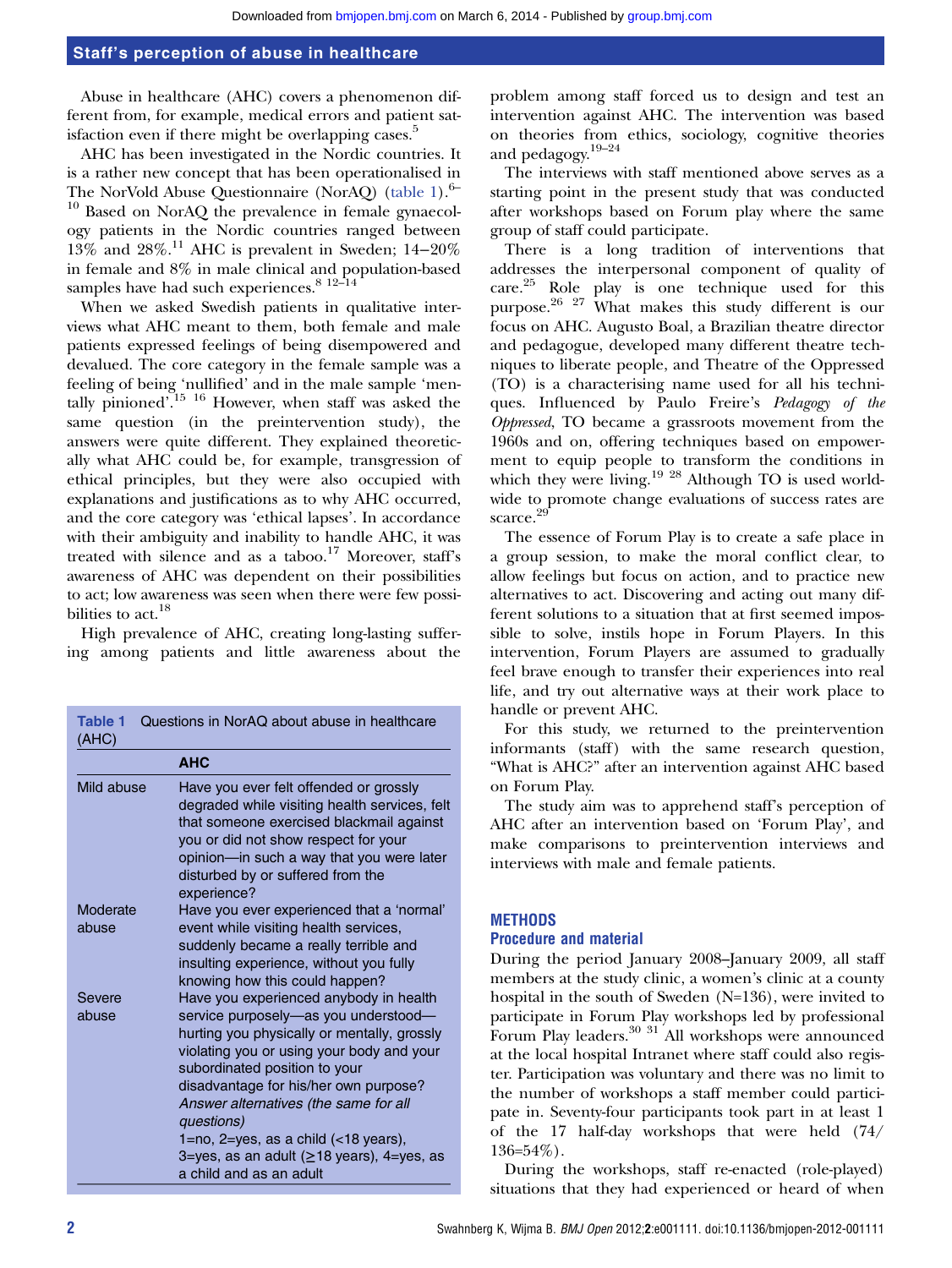Abuse in healthcare (AHC) covers a phenomenon different from, for example, medical errors and patient satisfaction even if there might be overlapping cases.[5]

AHC has been investigated in the Nordic countries. It is a rather new concept that has been operationalised in The NorVold Abuse Questionnaire (NorAQ) (table 1).[6–10] Based on NorAQ the prevalence in female gynaecology patients in the Nordic countries ranged between 13% and 28%.[11] AHC is prevalent in Sweden; 14–20% in female and 8% in male clinical and population-based samples have had such experiences.[8 12–14]

When we asked Swedish patients in qualitative interviews what AHC meant to them, both female and male patients expressed feelings of being disempowered and devalued. The core category in the female sample was a feeling of being 'nullified' and in the male sample 'mentally pinioned'.[15 16] However, when staff was asked the same question (in the preintervention study), the answers were quite different. They explained theoretically what AHC could be, for example, transgression of ethical principles, but they were also occupied with explanations and justifications as to why AHC occurred, and the core category was 'ethical lapses'. In accordance with their ambiguity and inability to handle AHC, it was treated with silence and as a taboo.[17] Moreover, staff's awareness of AHC was dependent on their possibilities to act; low awareness was seen when there were few possibilities to act.[18]

High prevalence of AHC, creating long-lasting suffering among patients and little awareness about the problem among staff forced us to design and test an intervention against AHC. The intervention was based on theories from ethics, sociology, cognitive theories and pedagogy.[19–24]

The interviews with staff mentioned above serves as a starting point in the present study that was conducted after workshops based on Forum play where the same group of staff could participate.

There is a long tradition of interventions that addresses the interpersonal component of quality of care.[25] Role play is one technique used for this purpose.[26 27] What makes this study different is our focus on AHC. Augusto Boal, a Brazilian theatre director and pedagogue, developed many different theatre techniques to liberate people, and Theatre of the Oppressed (TO) is a characterising name used for all his techniques. Influenced by Paulo Freire's *Pedagogy of the Oppressed*, TO became a grassroots movement from the 1960s and on, offering techniques based on empowerment to equip people to transform the conditions in which they were living.[19 28] Although TO is used worldwide to promote change evaluations of success rates are scarce.[29]

The essence of Forum Play is to create a safe place in a group session, to make the moral conflict clear, to allow feelings but focus on action, and to practice new alternatives to act. Discovering and acting out many different solutions to a situation that at first seemed impossible to solve, instils hope in Forum Players. In this intervention, Forum Players are assumed to gradually feel brave enough to transfer their experiences into real life, and try out alternative ways at their work place to handle or prevent AHC.

For this study, we returned to the preintervention informants (staff) with the same research question, "What is AHC?" after an intervention against AHC based on Forum Play.

The study aim was to apprehend staff's perception of AHC after an intervention based on 'Forum Play', and make comparisons to preintervention interviews and interviews with male and female patients.

**Table 1** Questions in NorAQ about abuse in healthcare (AHC)

| | AHC |
|---|---|
| Mild abuse | Have you ever felt offended or grossly degraded while visiting health services, felt that someone exercised blackmail against you or did not show respect for your opinion—in such a way that you were later disturbed by or suffered from the experience? |
| Moderate abuse | Have you ever experienced that a 'normal' event while visiting health services, suddenly became a really terrible and insulting experience, without you fully knowing how this could happen? |
| Severe abuse | Have you experienced anybody in health service purposely—as you understood—hurting you physically or mentally, grossly violating you or using your body and your subordinated position to your disadvantage for his/her own purpose? |
| | *Answer alternatives (the same for all questions)* 1=no, 2=yes, as a child (<18 years), 3=yes, as an adult (≥18 years), 4=yes, as a child and as an adult |

## METHODS

### Procedure and material

During the period January 2008–January 2009, all staff members at the study clinic, a women's clinic at a county hospital in the south of Sweden (N=136), were invited to participate in Forum Play workshops led by professional Forum Play leaders.[30 31] All workshops were announced at the local hospital Intranet where staff could also register. Participation was voluntary and there was no limit to the number of workshops a staff member could participate in. Seventy-four participants took part in at least 1 of the 17 half-day workshops that were held (74/136=54%).

During the workshops, staff re-enacted (role-played) situations that they had experienced or heard of when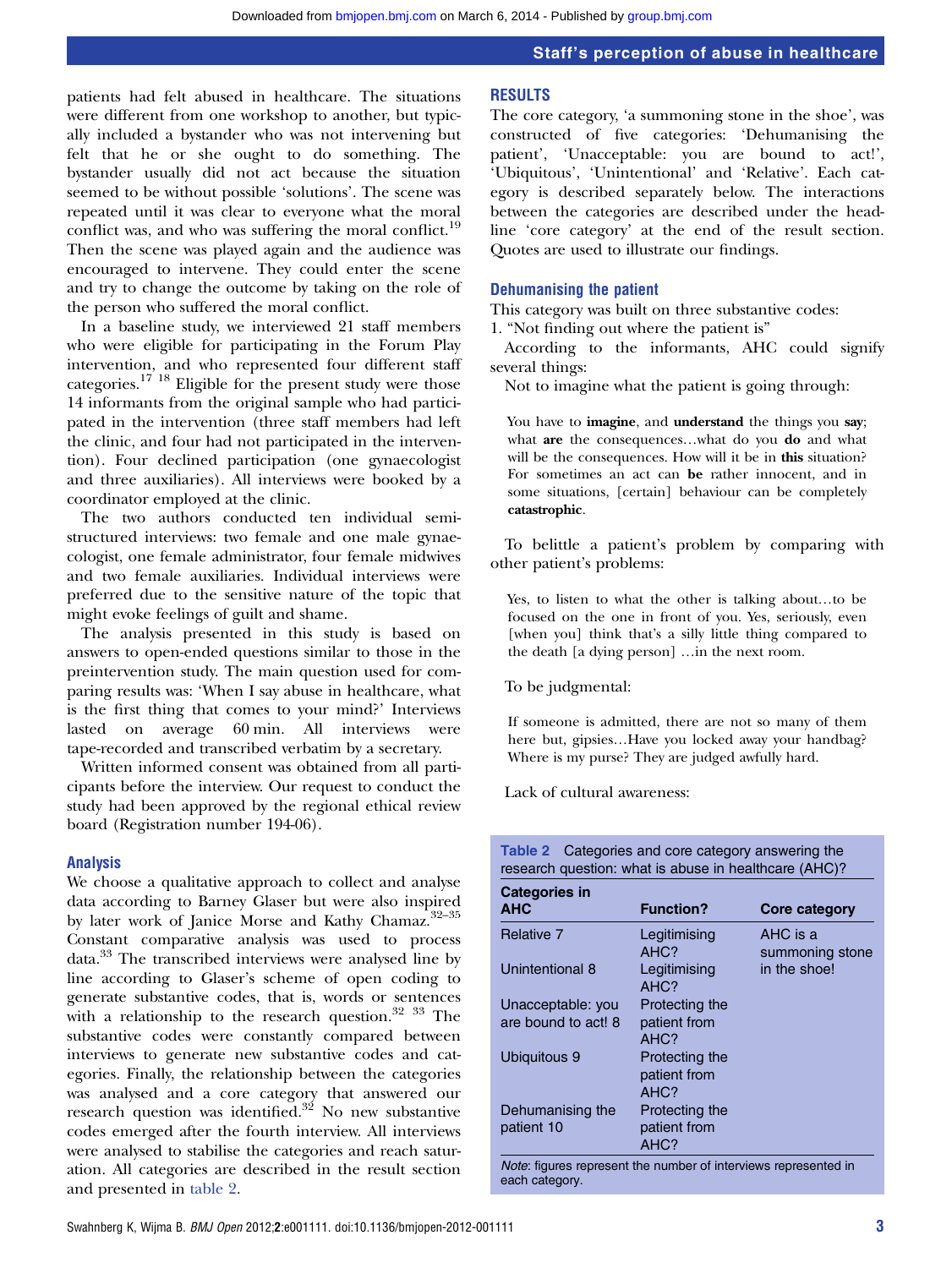patients had felt abused in healthcare. The situations were different from one workshop to another, but typically included a bystander who was not intervening but felt that he or she ought to do something. The bystander usually did not act because the situation seemed to be without possible 'solutions'. The scene was repeated until it was clear to everyone what the moral conflict was, and who was suffering the moral conflict.[19] Then the scene was played again and the audience was encouraged to intervene. They could enter the scene and try to change the outcome by taking on the role of the person who suffered the moral conflict.

In a baseline study, we interviewed 21 staff members who were eligible for participating in the Forum Play intervention, and who represented four different staff categories.[17 18] Eligible for the present study were those 14 informants from the original sample who had participated in the intervention (three staff members had left the clinic, and four had not participated in the intervention). Four declined participation (one gynaecologist and three auxiliaries). All interviews were booked by a coordinator employed at the clinic.

The two authors conducted ten individual semi-structured interviews: two female and one male gynaecologist, one female administrator, four female midwives and two female auxiliaries. Individual interviews were preferred due to the sensitive nature of the topic that might evoke feelings of guilt and shame.

The analysis presented in this study is based on answers to open-ended questions similar to those in the preintervention study. The main question used for comparing results was: 'When I say abuse in healthcare, what is the first thing that comes to your mind?' Interviews lasted on average 60 min. All interviews were tape-recorded and transcribed verbatim by a secretary.

Written informed consent was obtained from all participants before the interview. Our request to conduct the study had been approved by the regional ethical review board (Registration number 194-06).

### Analysis

We choose a qualitative approach to collect and analyse data according to Barney Glaser but were also inspired by later work of Janice Morse and Kathy Chamaz.[32–35] Constant comparative analysis was used to process data.[33] The transcribed interviews were analysed line by line according to Glaser's scheme of open coding to generate substantive codes, that is, words or sentences with a relationship to the research question.[32 33] The substantive codes were constantly compared between interviews to generate new substantive codes and categories. Finally, the relationship between the categories was analysed and a core category that answered our research question was identified.[32] No new substantive codes emerged after the fourth interview. All interviews were analysed to stabilise the categories and reach saturation. All categories are described in the result section and presented in table 2.

## RESULTS

The core category, 'a summoning stone in the shoe', was constructed of five categories: 'Dehumanising the patient', 'Unacceptable: you are bound to act!', 'Ubiquitous', 'Unintentional' and 'Relative'. Each category is described separately below. The interactions between the categories are described under the headline 'core category' at the end of the result section. Quotes are used to illustrate our findings.

### Dehumanising the patient

This category was built on three substantive codes:

1. "Not finding out where the patient is"

According to the informants, AHC could signify several things:

Not to imagine what the patient is going through:

> You have to **imagine**, and **understand** the things you **say**; what **are** the consequences…what do you **do** and what will be the consequences. How will it be in **this** situation? For sometimes an act can **be** rather innocent, and in some situations, [certain] behaviour can be completely **catastrophic**.

To belittle a patient's problem by comparing with other patient's problems:

> Yes, to listen to what the other is talking about…to be focused on the one in front of you. Yes, seriously, even [when you] think that's a silly little thing compared to the death [a dying person] …in the next room.

To be judgmental:

> If someone is admitted, there are not so many of them here but, gipsies…Have you locked away your handbag? Where is my purse? They are judged awfully hard.

Lack of cultural awareness:

Table 2 Categories and core category answering the research question: what is abuse in healthcare (AHC)?

| Categories in AHC | Function? | Core category |
|---|---|---|
| Relative 7 | Legitimising AHC? | AHC is a summoning stone in the shoe! |
| Unintentional 8 | Legitimising AHC? | |
| Unacceptable: you are bound to act! 8 | Protecting the patient from AHC? | |
| Ubiquitous 9 | Protecting the patient from AHC? | |
| Dehumanising the patient 10 | Protecting the patient from AHC? | |

*Note*: figures represent the number of interviews represented in each category.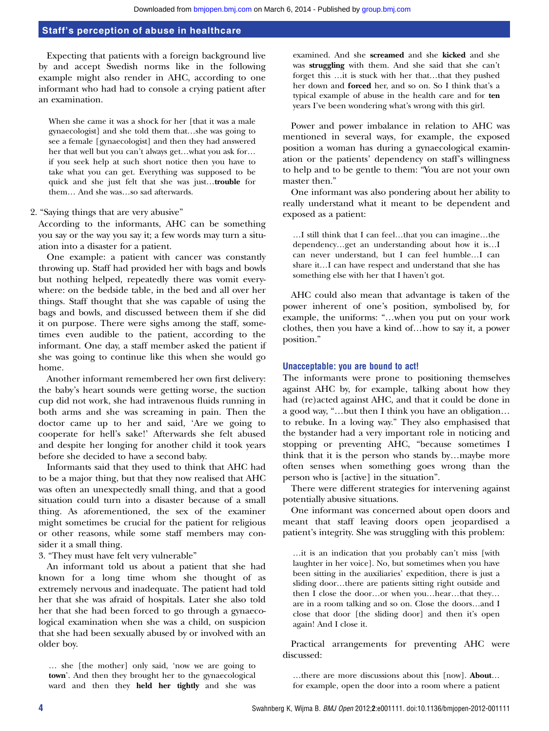Expecting that patients with a foreign background live by and accept Swedish norms like in the following example might also render in AHC, according to one informant who had had to console a crying patient after an examination.

> When she came it was a shock for her [that it was a male gynaecologist] and she told them that…she was going to see a female [gynaecologist] and then they had answered her that well but you can't always get…what you ask for…if you seek help at such short notice then you have to take what you can get. Everything was supposed to be quick and she just felt that she was just…**trouble** for them… And she was…so sad afterwards.

2. "Saying things that are very abusive"

According to the informants, AHC can be something you say or the way you say it; a few words may turn a situation into a disaster for a patient.

One example: a patient with cancer was constantly throwing up. Staff had provided her with bags and bowls but nothing helped, repeatedly there was vomit everywhere: on the bedside table, in the bed and all over her things. Staff thought that she was capable of using the bags and bowls, and discussed between them if she did it on purpose. There were sighs among the staff, sometimes even audible to the patient, according to the informant. One day, a staff member asked the patient if she was going to continue like this when she would go home.

Another informant remembered her own first delivery: the baby's heart sounds were getting worse, the suction cup did not work, she had intravenous fluids running in both arms and she was screaming in pain. Then the doctor came up to her and said, 'Are we going to cooperate for hell's sake!' Afterwards she felt abused and despite her longing for another child it took years before she decided to have a second baby.

Informants said that they used to think that AHC had to be a major thing, but that they now realised that AHC was often an unexpectedly small thing, and that a good situation could turn into a disaster because of a small thing. As aforementioned, the sex of the examiner might sometimes be crucial for the patient for religious or other reasons, while some staff members may consider it a small thing.

3. "They must have felt very vulnerable"

An informant told us about a patient that she had known for a long time whom she thought of as extremely nervous and inadequate. The patient had told her that she was afraid of hospitals. Later she also told her that she had been forced to go through a gynaecological examination when she was a child, on suspicion that she had been sexually abused by or involved with an older boy.

> … she [the mother] only said, 'now we are going to **town**'. And then they brought her to the gynaecological ward and then they **held her tightly** and she was examined. And she **screamed** and she **kicked** and she was **struggling** with them. And she said that she can't forget this …it is stuck with her that…that they pushed her down and **forced** her, and so on. So I think that's a typical example of abuse in the health care and for **ten** years I've been wondering what's wrong with this girl.

Power and power imbalance in relation to AHC was mentioned in several ways, for example, the exposed position a woman has during a gynaecological examination or the patients' dependency on staff's willingness to help and to be gentle to them: "You are not your own master then."

One informant was also pondering about her ability to really understand what it meant to be dependent and exposed as a patient:

> …I still think that I can feel…that you can imagine…the dependency…get an understanding about how it is…I can never understand, but I can feel humble…I can share it…I can have respect and understand that she has something else with her that I haven't got.

AHC could also mean that advantage is taken of the power inherent of one's position, symbolised by, for example, the uniforms: "…when you put on your work clothes, then you have a kind of…how to say it, a power position."

### Unacceptable: you are bound to act!

The informants were prone to positioning themselves against AHC by, for example, talking about how they had (re)acted against AHC, and that it could be done in a good way, "…but then I think you have an obligation…to rebuke. In a loving way." They also emphasised that the bystander had a very important role in noticing and stopping or preventing AHC, "because sometimes I think that it is the person who stands by…maybe more often senses when something goes wrong than the person who is [active] in the situation".

There were different strategies for intervening against potentially abusive situations.

One informant was concerned about open doors and meant that staff leaving doors open jeopardised a patient's integrity. She was struggling with this problem:

> …it is an indication that you probably can't miss [with laughter in her voice]. No, but sometimes when you have been sitting in the auxiliaries' expedition, there is just a sliding door…there are patients sitting right outside and then I close the door…or when you…hear…that they…are in a room talking and so on. Close the doors…and I close that door [the sliding door] and then it's open again! And I close it.

Practical arrangements for preventing AHC were discussed:

> …there are more discussions about this [now]. **About**…for example, open the door into a room where a patient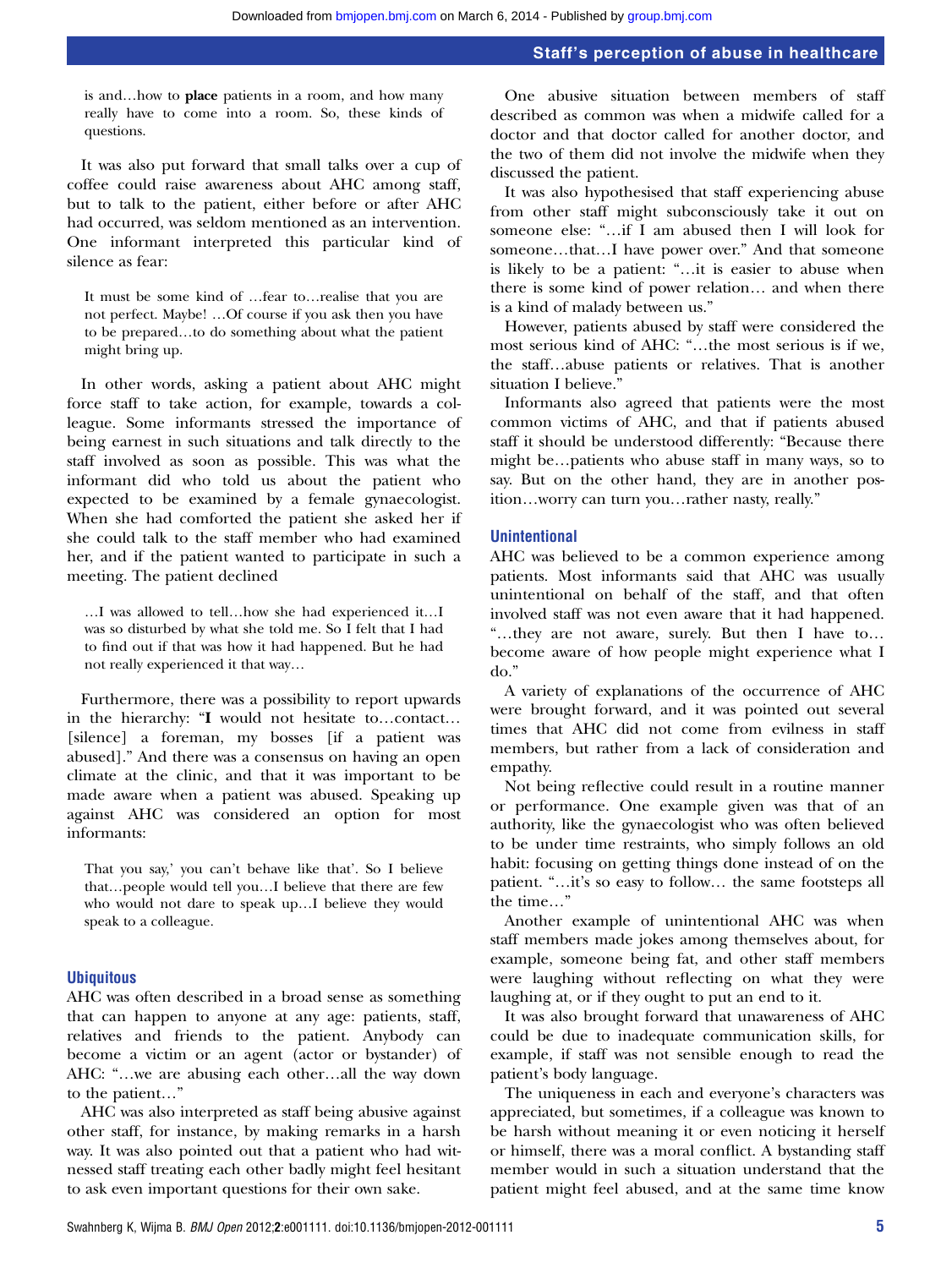is and…how to **place** patients in a room, and how many really have to come into a room. So, these kinds of questions.

It was also put forward that small talks over a cup of coffee could raise awareness about AHC among staff, but to talk to the patient, either before or after AHC had occurred, was seldom mentioned as an intervention. One informant interpreted this particular kind of silence as fear:

> It must be some kind of …fear to…realise that you are not perfect. Maybe! …Of course if you ask then you have to be prepared…to do something about what the patient might bring up.

In other words, asking a patient about AHC might force staff to take action, for example, towards a colleague. Some informants stressed the importance of being earnest in such situations and talk directly to the staff involved as soon as possible. This was what the informant did who told us about the patient who expected to be examined by a female gynaecologist. When she had comforted the patient she asked her if she could talk to the staff member who had examined her, and if the patient wanted to participate in such a meeting. The patient declined

> …I was allowed to tell…how she had experienced it…I was so disturbed by what she told me. So I felt that I had to find out if that was how it had happened. But he had not really experienced it that way…

Furthermore, there was a possibility to report upwards in the hierarchy: "**I** would not hesitate to…contact…[silence] a foreman, my bosses [if a patient was abused]." And there was a consensus on having an open climate at the clinic, and that it was important to be made aware when a patient was abused. Speaking up against AHC was considered an option for most informants:

> That you say,' you can't behave like that'. So I believe that…people would tell you…I believe that there are few who would not dare to speak up…I believe they would speak to a colleague.

### Ubiquitous

AHC was often described in a broad sense as something that can happen to anyone at any age: patients, staff, relatives and friends to the patient. Anybody can become a victim or an agent (actor or bystander) of AHC: "…we are abusing each other…all the way down to the patient…"

AHC was also interpreted as staff being abusive against other staff, for instance, by making remarks in a harsh way. It was also pointed out that a patient who had witnessed staff treating each other badly might feel hesitant to ask even important questions for their own sake.

One abusive situation between members of staff described as common was when a midwife called for a doctor and that doctor called for another doctor, and the two of them did not involve the midwife when they discussed the patient.

It was also hypothesised that staff experiencing abuse from other staff might subconsciously take it out on someone else: "…if I am abused then I will look for someone…that…I have power over." And that someone is likely to be a patient: "…it is easier to abuse when there is some kind of power relation… and when there is a kind of malady between us."

However, patients abused by staff were considered the most serious kind of AHC: "…the most serious is if we, the staff…abuse patients or relatives. That is another situation I believe."

Informants also agreed that patients were the most common victims of AHC, and that if patients abused staff it should be understood differently: "Because there might be…patients who abuse staff in many ways, so to say. But on the other hand, they are in another position…worry can turn you…rather nasty, really."

### Unintentional

AHC was believed to be a common experience among patients. Most informants said that AHC was usually unintentional on behalf of the staff, and that often involved staff was not even aware that it had happened. "…they are not aware, surely. But then I have to…become aware of how people might experience what I do."

A variety of explanations of the occurrence of AHC were brought forward, and it was pointed out several times that AHC did not come from evilness in staff members, but rather from a lack of consideration and empathy.

Not being reflective could result in a routine manner or performance. One example given was that of an authority, like the gynaecologist who was often believed to be under time restraints, who simply follows an old habit: focusing on getting things done instead of on the patient. "…it's so easy to follow… the same footsteps all the time…"

Another example of unintentional AHC was when staff members made jokes among themselves about, for example, someone being fat, and other staff members were laughing without reflecting on what they were laughing at, or if they ought to put an end to it.

It was also brought forward that unawareness of AHC could be due to inadequate communication skills, for example, if staff was not sensible enough to read the patient's body language.

The uniqueness in each and everyone's characters was appreciated, but sometimes, if a colleague was known to be harsh without meaning it or even noticing it herself or himself, there was a moral conflict. A bystanding staff member would in such a situation understand that the patient might feel abused, and at the same time know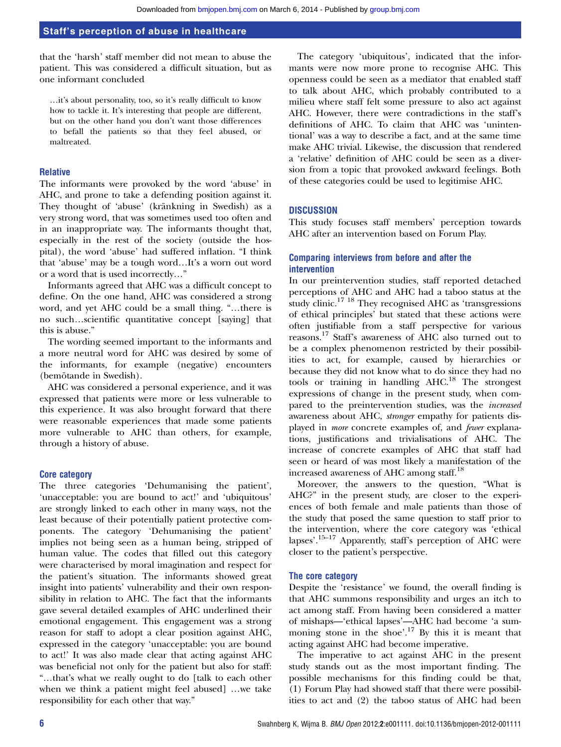that the 'harsh' staff member did not mean to abuse the patient. This was considered a difficult situation, but as one informant concluded

> …it's about personality, too, so it's really difficult to know how to tackle it. It's interesting that people are different, but on the other hand you don't want those differences to befall the patients so that they feel abused, or maltreated.

### Relative

The informants were provoked by the word 'abuse' in AHC, and prone to take a defending position against it. They thought of 'abuse' (kränkning in Swedish) as a very strong word, that was sometimes used too often and in an inappropriate way. The informants thought that, especially in the rest of the society (outside the hospital), the word 'abuse' had suffered inflation. "I think that 'abuse' may be a tough word…It's a worn out word or a word that is used incorrectly…"

Informants agreed that AHC was a difficult concept to define. On the one hand, AHC was considered a strong word, and yet AHC could be a small thing. "…there is no such…scientific quantitative concept [saying] that this is abuse."

The wording seemed important to the informants and a more neutral word for AHC was desired by some of the informants, for example (negative) encounters (bemötande in Swedish).

AHC was considered a personal experience, and it was expressed that patients were more or less vulnerable to this experience. It was also brought forward that there were reasonable experiences that made some patients more vulnerable to AHC than others, for example, through a history of abuse.

### Core category

The three categories 'Dehumanising the patient', 'unacceptable: you are bound to act!' and 'ubiquitous' are strongly linked to each other in many ways, not the least because of their potentially patient protective components. The category 'Dehumanising the patient' implies not being seen as a human being, stripped of human value. The codes that filled out this category were characterised by moral imagination and respect for the patient's situation. The informants showed great insight into patients' vulnerability and their own responsibility in relation to AHC. The fact that the informants gave several detailed examples of AHC underlined their emotional engagement. This engagement was a strong reason for staff to adopt a clear position against AHC, expressed in the category 'unacceptable: you are bound to act!' It was also made clear that acting against AHC was beneficial not only for the patient but also for staff: "…that's what we really ought to do [talk to each other when we think a patient might feel abused] …we take responsibility for each other that way."

The category 'ubiquitous', indicated that the informants were now more prone to recognise AHC. This openness could be seen as a mediator that enabled staff to talk about AHC, which probably contributed to a milieu where staff felt some pressure to also act against AHC. However, there were contradictions in the staff's definitions of AHC. To claim that AHC was 'unintentional' was a way to describe a fact, and at the same time make AHC trivial. Likewise, the discussion that rendered a 'relative' definition of AHC could be seen as a diversion from a topic that provoked awkward feelings. Both of these categories could be used to legitimise AHC.

## DISCUSSION

This study focuses staff members' perception towards AHC after an intervention based on Forum Play.

### Comparing interviews from before and after the intervention

In our preintervention studies, staff reported detached perceptions of AHC and AHC had a taboo status at the study clinic.[17 18] They recognised AHC as 'transgressions of ethical principles' but stated that these actions were often justifiable from a staff perspective for various reasons.[17] Staff's awareness of AHC also turned out to be a complex phenomenon restricted by their possibilities to act, for example, caused by hierarchies or because they did not know what to do since they had no tools or training in handling AHC.[18] The strongest expressions of change in the present study, when compared to the preintervention studies, was the *increased* awareness about AHC, *stronger* empathy for patients displayed in *more* concrete examples of, and *fewer* explanations, justifications and trivialisations of AHC. The increase of concrete examples of AHC that staff had seen or heard of was most likely a manifestation of the increased awareness of AHC among staff.[18]

Moreover, the answers to the question, "What is AHC?" in the present study, are closer to the experiences of both female and male patients than those of the study that posed the same question to staff prior to the intervention, where the core category was 'ethical lapses'.[15–17] Apparently, staff's perception of AHC were closer to the patient's perspective.

### The core category

Despite the 'resistance' we found, the overall finding is that AHC summons responsibility and urges an itch to act among staff. From having been considered a matter of mishaps—'ethical lapses'—AHC had become 'a summoning stone in the shoe'.[17] By this it is meant that acting against AHC had become imperative.

The imperative to act against AHC in the present study stands out as the most important finding. The possible mechanisms for this finding could be that, (1) Forum Play had showed staff that there were possibilities to act and (2) the taboo status of AHC had been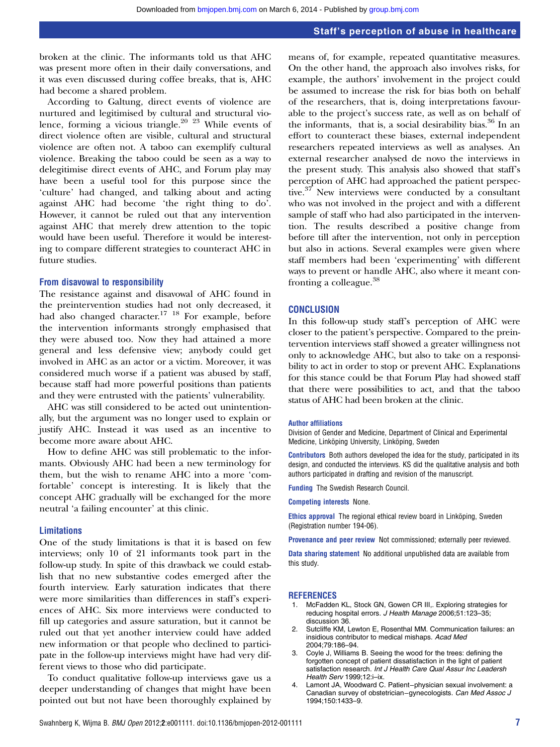broken at the clinic. The informants told us that AHC was present more often in their daily conversations, and it was even discussed during coffee breaks, that is, AHC had become a shared problem.

According to Galtung, direct events of violence are nurtured and legitimised by cultural and structural violence, forming a vicious triangle.[20 23] While events of direct violence often are visible, cultural and structural violence are often not. A taboo can exemplify cultural violence. Breaking the taboo could be seen as a way to delegitimise direct events of AHC, and Forum play may have been a useful tool for this purpose since the 'culture' had changed, and talking about and acting against AHC had become 'the right thing to do'. However, it cannot be ruled out that any intervention against AHC that merely drew attention to the topic would have been useful. Therefore it would be interesting to compare different strategies to counteract AHC in future studies.

### From disavowal to responsibility

The resistance against and disavowal of AHC found in the preintervention studies had not only decreased, it had also changed character.[17 18] For example, before the intervention informants strongly emphasised that they were abused too. Now they had attained a more general and less defensive view; anybody could get involved in AHC as an actor or a victim. Moreover, it was considered much worse if a patient was abused by staff, because staff had more powerful positions than patients and they were entrusted with the patients' vulnerability.

AHC was still considered to be acted out unintentionally, but the argument was no longer used to explain or justify AHC. Instead it was used as an incentive to become more aware about AHC.

How to define AHC was still problematic to the informants. Obviously AHC had been a new terminology for them, but the wish to rename AHC into a more 'comfortable' concept is interesting. It is likely that the concept AHC gradually will be exchanged for the more neutral 'a failing encounter' at this clinic.

### Limitations

One of the study limitations is that it is based on few interviews; only 10 of 21 informants took part in the follow-up study. In spite of this drawback we could establish that no new substantive codes emerged after the fourth interview. Early saturation indicates that there were more similarities than differences in staff's experiences of AHC. Six more interviews were conducted to fill up categories and assure saturation, but it cannot be ruled out that yet another interview could have added new information or that people who declined to participate in the follow-up interviews might have had very different views to those who did participate.

To conduct qualitative follow-up interviews gave us a deeper understanding of changes that might have been pointed out but not have been thoroughly explained by means of, for example, repeated quantitative measures. On the other hand, the approach also involves risks, for example, the authors' involvement in the project could be assumed to increase the risk for bias both on behalf of the researchers, that is, doing interpretations favourable to the project's success rate, as well as on behalf of the informants, that is, a social desirability bias.[36] In an effort to counteract these biases, external independent researchers repeated interviews as well as analyses. An external researcher analysed de novo the interviews in the present study. This analysis also showed that staff's perception of AHC had approached the patient perspective.[37] New interviews were conducted by a consultant who was not involved in the project and with a different sample of staff who had also participated in the intervention. The results described a positive change from before till after the intervention, not only in perception but also in actions. Several examples were given where staff members had been 'experimenting' with different ways to prevent or handle AHC, also where it meant confronting a colleague.[38]

## CONCLUSION

In this follow-up study staff's perception of AHC were closer to the patient's perspective. Compared to the preintervention interviews staff showed a greater willingness not only to acknowledge AHC, but also to take on a responsibility to act in order to stop or prevent AHC. Explanations for this stance could be that Forum Play had showed staff that there were possibilities to act, and that the taboo status of AHC had been broken at the clinic.

**Author affiliations**
Division of Gender and Medicine, Department of Clinical and Experimental Medicine, Linköping University, Linköping, Sweden

**Contributors** Both authors developed the idea for the study, participated in its design, and conducted the interviews. KS did the qualitative analysis and both authors participated in drafting and revision of the manuscript.

**Funding** The Swedish Research Council.

**Competing interests** None.

**Ethics approval** The regional ethical review board in Linköping, Sweden (Registration number 194-06).

**Provenance and peer review** Not commissioned; externally peer reviewed.

**Data sharing statement** No additional unpublished data are available from this study.

## REFERENCES

1. McFadden KL, Stock GN, Gowen CR III,. Exploring strategies for reducing hospital errors. *J Health Manage* 2006;51:123–35; discussion 36.
2. Sutcliffe KM, Lewton E, Rosenthal MM. Communication failures: an insidious contributor to medical mishaps. *Acad Med* 2004;79:186–94.
3. Coyle J, Williams B. Seeing the wood for the trees: defining the forgotten concept of patient dissatisfaction in the light of patient satisfaction research. *Int J Health Care Qual Assur Inc Leadersh Health Serv* 1999;12:i–ix.
4. Lamont JA, Woodward C. Patient−physician sexual involvement: a Canadian survey of obstetrician−gynecologists. *Can Med Assoc J* 1994;150:1433–9.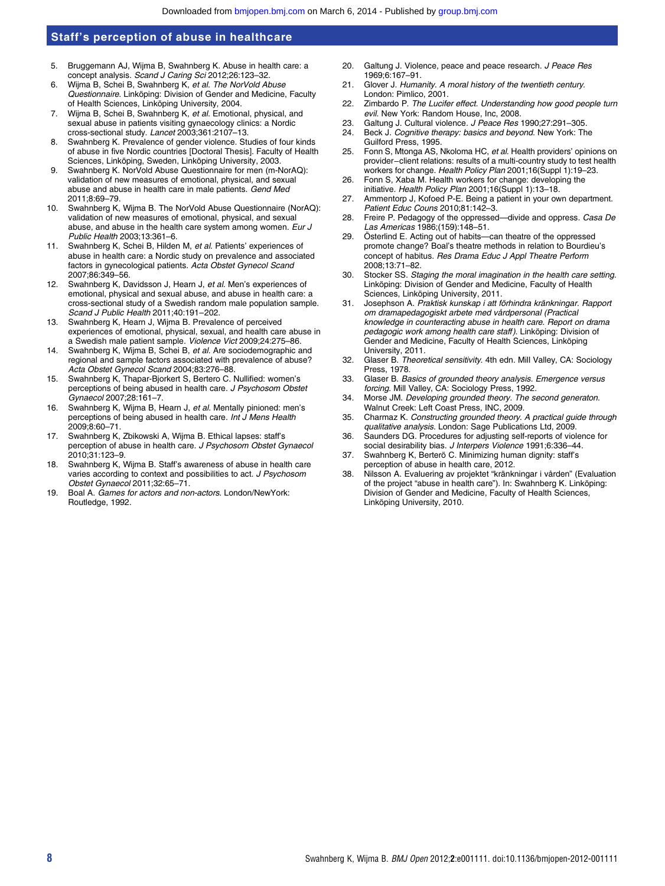5. Bruggemann AJ, Wijma B, Swahnberg K. Abuse in health care: a concept analysis. *Scand J Caring Sci* 2012;26:123–32.
6. Wijma B, Schei B, Swahnberg K, *et al*. *The NorVold Abuse Questionnaire*. Linköping: Division of Gender and Medicine, Faculty of Health Sciences, Linköping University, 2004.
7. Wijma B, Schei B, Swahnberg K, *et al*. Emotional, physical, and sexual abuse in patients visiting gynaecology clinics: a Nordic cross-sectional study. *Lancet* 2003;361:2107–13.
8. Swahnberg K. Prevalence of gender violence. Studies of four kinds of abuse in five Nordic countries [Doctoral Thesis]. Faculty of Health Sciences, Linköping, Sweden, Linköping University, 2003.
9. Swahnberg K. NorVold Abuse Questionnaire for men (m-NorAQ): validation of new measures of emotional, physical, and sexual abuse and abuse in health care in male patients. *Gend Med* 2011;8:69–79.
10. Swahnberg K, Wijma B. The NorVold Abuse Questionnaire (NorAQ): validation of new measures of emotional, physical, and sexual abuse, and abuse in the health care system among women. *Eur J Public Health* 2003;13:361–6.
11. Swahnberg K, Schei B, Hilden M, *et al*. Patients' experiences of abuse in health care: a Nordic study on prevalence and associated factors in gynecological patients. *Acta Obstet Gynecol Scand* 2007;86:349–56.
12. Swahnberg K, Davidsson J, Hearn J, *et al*. Men's experiences of emotional, physical and sexual abuse, and abuse in health care: a cross-sectional study of a Swedish random male population sample. *Scand J Public Health* 2011;40:191–202.
13. Swahnberg K, Hearn J, Wijma B. Prevalence of perceived experiences of emotional, physical, sexual, and health care abuse in a Swedish male patient sample. *Violence Vict* 2009;24:275–86.
14. Swahnberg K, Wijma B, Schei B, *et al*. Are sociodemographic and regional and sample factors associated with prevalence of abuse? *Acta Obstet Gynecol Scand* 2004;83:276–88.
15. Swahnberg K, Thapar-Bjorkert S, Bertero C. Nullified: women's perceptions of being abused in health care. *J Psychosom Obstet Gynaecol* 2007;28:161–7.
16. Swahnberg K, Wijma B, Hearn J, *et al*. Mentally pinioned: men's perceptions of being abused in health care. *Int J Mens Health* 2009;8:60–71.
17. Swahnberg K, Zbikowski A, Wijma B. Ethical lapses: staff's perception of abuse in health care. *J Psychosom Obstet Gynaecol* 2010;31:123–9.
18. Swahnberg K, Wijma B. Staff's awareness of abuse in health care varies according to context and possibilities to act. *J Psychosom Obstet Gynaecol* 2011;32:65–71.
19. Boal A. *Games for actors and non-actors*. London/NewYork: Routledge, 1992.
20. Galtung J. Violence, peace and peace research. *J Peace Res* 1969;6:167–91.
21. Glover J. *Humanity. A moral history of the twentieth century.* London: Pimlico, 2001.
22. Zimbardo P. *The Lucifer effect. Understanding how good people turn evil*. New York: Random House, Inc, 2008.
23. Galtung J. Cultural violence. *J Peace Res* 1990;27:291–305.
24. Beck J. *Cognitive therapy: basics and beyond*. New York: The Guilford Press, 1995.
25. Fonn S, Mtonga AS, Nkoloma HC, *et al*. Health providers' opinions on provider−client relations: results of a multi-country study to test health workers for change. *Health Policy Plan* 2001;16(Suppl 1):19–23.
26. Fonn S, Xaba M. Health workers for change: developing the initiative. *Health Policy Plan* 2001;16(Suppl 1):13–18.
27. Ammentorp J, Kofoed P-E. Being a patient in your own department. *Patient Educ Couns* 2010;81:142–3.
28. Freire P. Pedagogy of the oppressed—divide and oppress. *Casa De Las Americas* 1986;(159):148–51.
29. Österlind E. Acting out of habits—can theatre of the oppressed promote change? Boal's theatre methods in relation to Bourdieu's concept of habitus. *Res Drama Educ J Appl Theatre Perform* 2008;13:71–82.
30. Stocker SS. *Staging the moral imagination in the health care setting*. Linköping: Division of Gender and Medicine, Faculty of Health Sciences, Linköping University, 2011.
31. Josephson A. *Praktisk kunskap i att förhindra kränkningar. Rapport om dramapedagogiskt arbete med vårdpersonal (Practical knowledge in counteracting abuse in health care. Report on drama pedagogic work among health care staff)*. Linköping: Division of Gender and Medicine, Faculty of Health Sciences, Linköping University, 2011.
32. Glaser B. *Theoretical sensitivity*. 4th edn. Mill Valley, CA: Sociology Press, 1978.
33. Glaser B. *Basics of grounded theory analysis. Emergence versus forcing*. Mill Valley, CA: Sociology Press, 1992.
34. Morse JM. *Developing grounded theory. The second generaton.* Walnut Creek: Left Coast Press, INC, 2009.
35. Charmaz K. *Constructing grounded theory. A practical guide through qualitative analysis*. London: Sage Publications Ltd, 2009.
36. Saunders DG. Procedures for adjusting self-reports of violence for social desirability bias. *J Interpers Violence* 1991;6:336–44.
37. Swahnberg K, Berterö C. Minimizing human dignity: staff's perception of abuse in health care, 2012.
38. Nilsson A. Evaluering av projektet "kränkningar i vården" (Evaluation of the project "abuse in health care"). In: Swahnberg K. Linköping: Division of Gender and Medicine, Faculty of Health Sciences, Linköping University, 2010.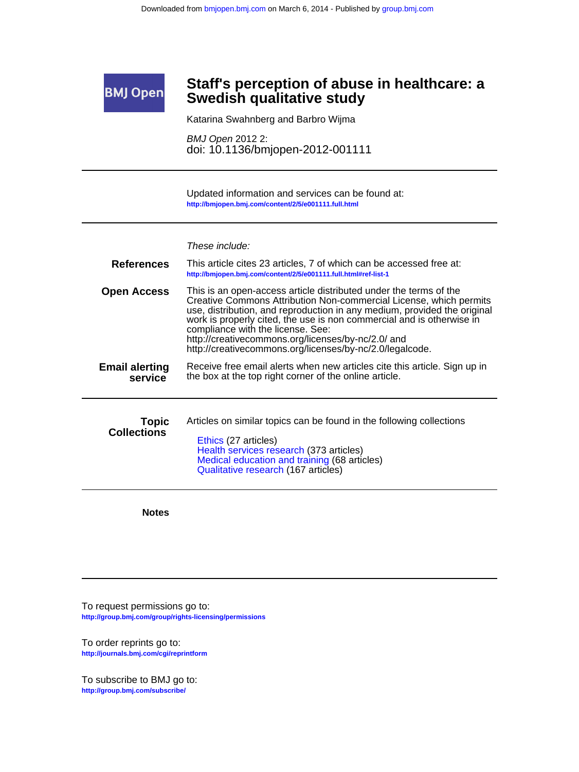Downloaded from bmjopen.bmj.com on March 6, 2014 - Published by group.bmj.com

BMJ Open

# Staff's perception of abuse in healthcare: a Swedish qualitative study

Katarina Swahnberg and Barbro Wijma

*BMJ Open* 2012 2:
doi: 10.1136/bmjopen-2012-001111

Updated information and services can be found at:
http://bmjopen.bmj.com/content/2/5/e001111.full.html

*These include:*

**References**

This article cites 23 articles, 7 of which can be accessed free at:
http://bmjopen.bmj.com/content/2/5/e001111.full.html#ref-list-1

**Open Access**

This is an open-access article distributed under the terms of the Creative Commons Attribution Non-commercial License, which permits use, distribution, and reproduction in any medium, provided the original work is properly cited, the use is non commercial and is otherwise in compliance with the license. See:
http://creativecommons.org/licenses/by-nc/2.0/ and
http://creativecommons.org/licenses/by-nc/2.0/legalcode.

**Email alerting service**

Receive free email alerts when new articles cite this article. Sign up in the box at the top right corner of the online article.

**Topic Collections**

Articles on similar topics can be found in the following collections

- Ethics (27 articles)
- Health services research (373 articles)
- Medical education and training (68 articles)
- Qualitative research (167 articles)

**Notes**

To request permissions go to:
http://group.bmj.com/group/rights-licensing/permissions

To order reprints go to:
http://journals.bmj.com/cgi/reprintform

To subscribe to BMJ go to:
http://group.bmj.com/subscribe/